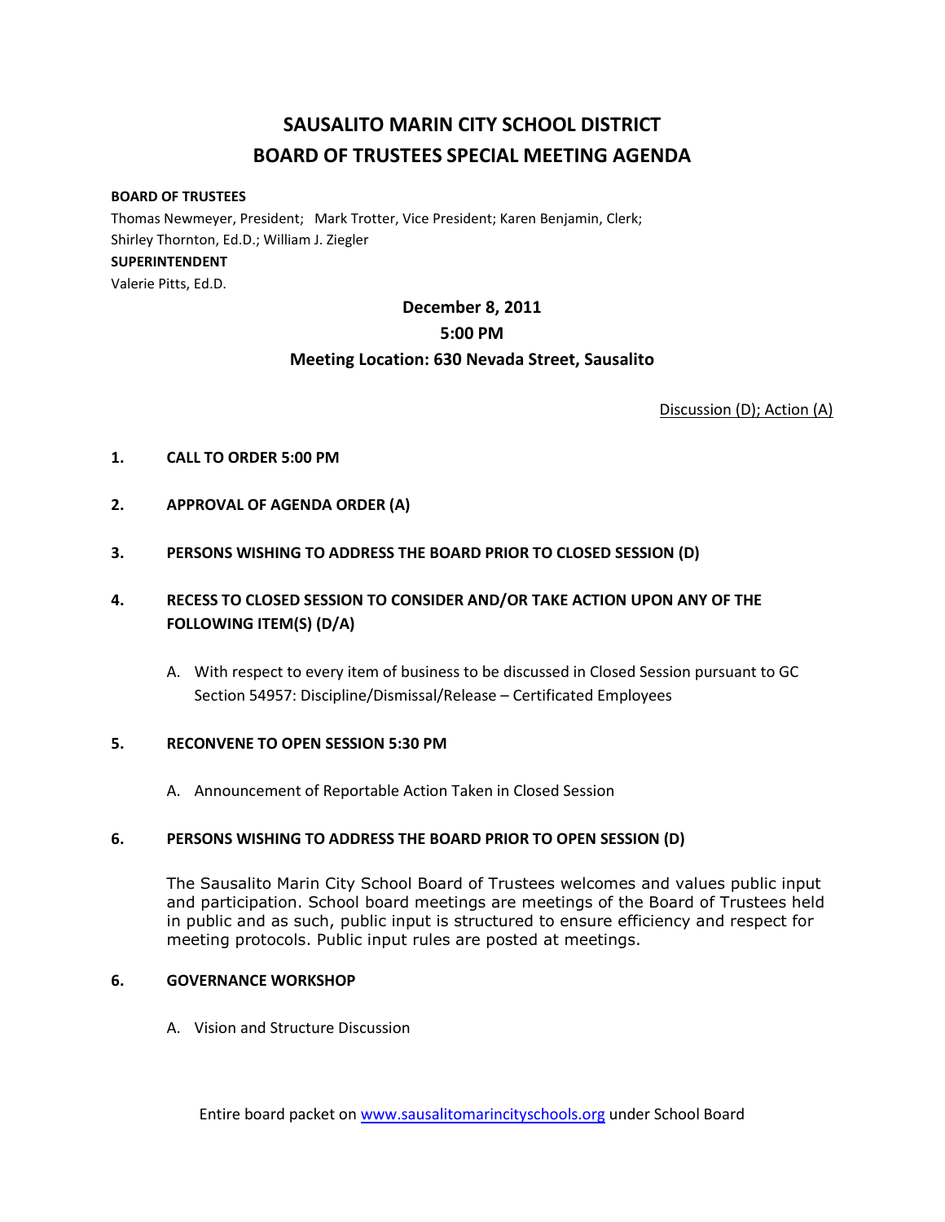# SAUSALITO MARIN CITY SCHOOL DISTRICT
# BOARD OF TRUSTEES SPECIAL MEETING AGENDA

**BOARD OF TRUSTEES**

Thomas Newmeyer, President; Mark Trotter, Vice President; Karen Benjamin, Clerk; Shirley Thornton, Ed.D.; William J. Ziegler

**SUPERINTENDENT**

Valerie Pitts, Ed.D.

**December 8, 2011**

**5:00 PM**

**Meeting Location: 630 Nevada Street, Sausalito**

Discussion (D); Action (A)

**1. CALL TO ORDER 5:00 PM**

**2. APPROVAL OF AGENDA ORDER (A)**

**3. PERSONS WISHING TO ADDRESS THE BOARD PRIOR TO CLOSED SESSION (D)**

**4. RECESS TO CLOSED SESSION TO CONSIDER AND/OR TAKE ACTION UPON ANY OF THE FOLLOWING ITEM(S) (D/A)**

A. With respect to every item of business to be discussed in Closed Session pursuant to GC Section 54957: Discipline/Dismissal/Release – Certificated Employees

**5. RECONVENE TO OPEN SESSION 5:30 PM**

A. Announcement of Reportable Action Taken in Closed Session

**6. PERSONS WISHING TO ADDRESS THE BOARD PRIOR TO OPEN SESSION (D)**

The Sausalito Marin City School Board of Trustees welcomes and values public input and participation. School board meetings are meetings of the Board of Trustees held in public and as such, public input is structured to ensure efficiency and respect for meeting protocols. Public input rules are posted at meetings.

**6. GOVERNANCE WORKSHOP**

A. Vision and Structure Discussion

Entire board packet on www.sausalitomarincityschools.org under School Board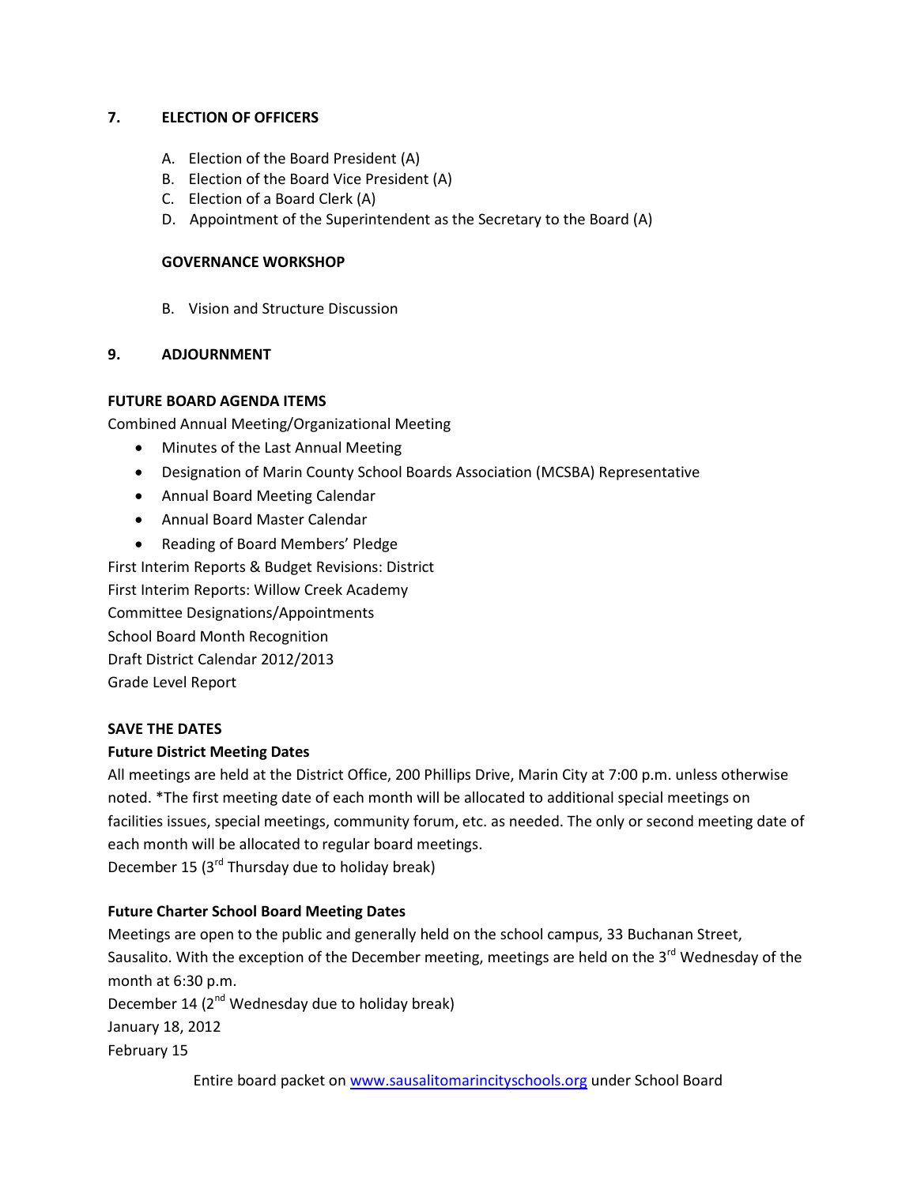**7. ELECTION OF OFFICERS**

A. Election of the Board President (A)
B. Election of the Board Vice President (A)
C. Election of a Board Clerk (A)
D. Appointment of the Superintendent as the Secretary to the Board (A)

**GOVERNANCE WORKSHOP**

B. Vision and Structure Discussion

**9. ADJOURNMENT**

**FUTURE BOARD AGENDA ITEMS**

Combined Annual Meeting/Organizational Meeting

- Minutes of the Last Annual Meeting
- Designation of Marin County School Boards Association (MCSBA) Representative
- Annual Board Meeting Calendar
- Annual Board Master Calendar
- Reading of Board Members' Pledge

First Interim Reports & Budget Revisions: District
First Interim Reports: Willow Creek Academy
Committee Designations/Appointments
School Board Month Recognition
Draft District Calendar 2012/2013
Grade Level Report

**SAVE THE DATES**

**Future District Meeting Dates**

All meetings are held at the District Office, 200 Phillips Drive, Marin City at 7:00 p.m. unless otherwise noted. *The first meeting date of each month will be allocated to additional special meetings on facilities issues, special meetings, community forum, etc. as needed. The only or second meeting date of each month will be allocated to regular board meetings.
December 15 (3rd Thursday due to holiday break)

**Future Charter School Board Meeting Dates**

Meetings are open to the public and generally held on the school campus, 33 Buchanan Street, Sausalito. With the exception of the December meeting, meetings are held on the 3rd Wednesday of the month at 6:30 p.m.
December 14 (2nd Wednesday due to holiday break)
January 18, 2012
February 15

Entire board packet on www.sausalitomarincityschools.org under School Board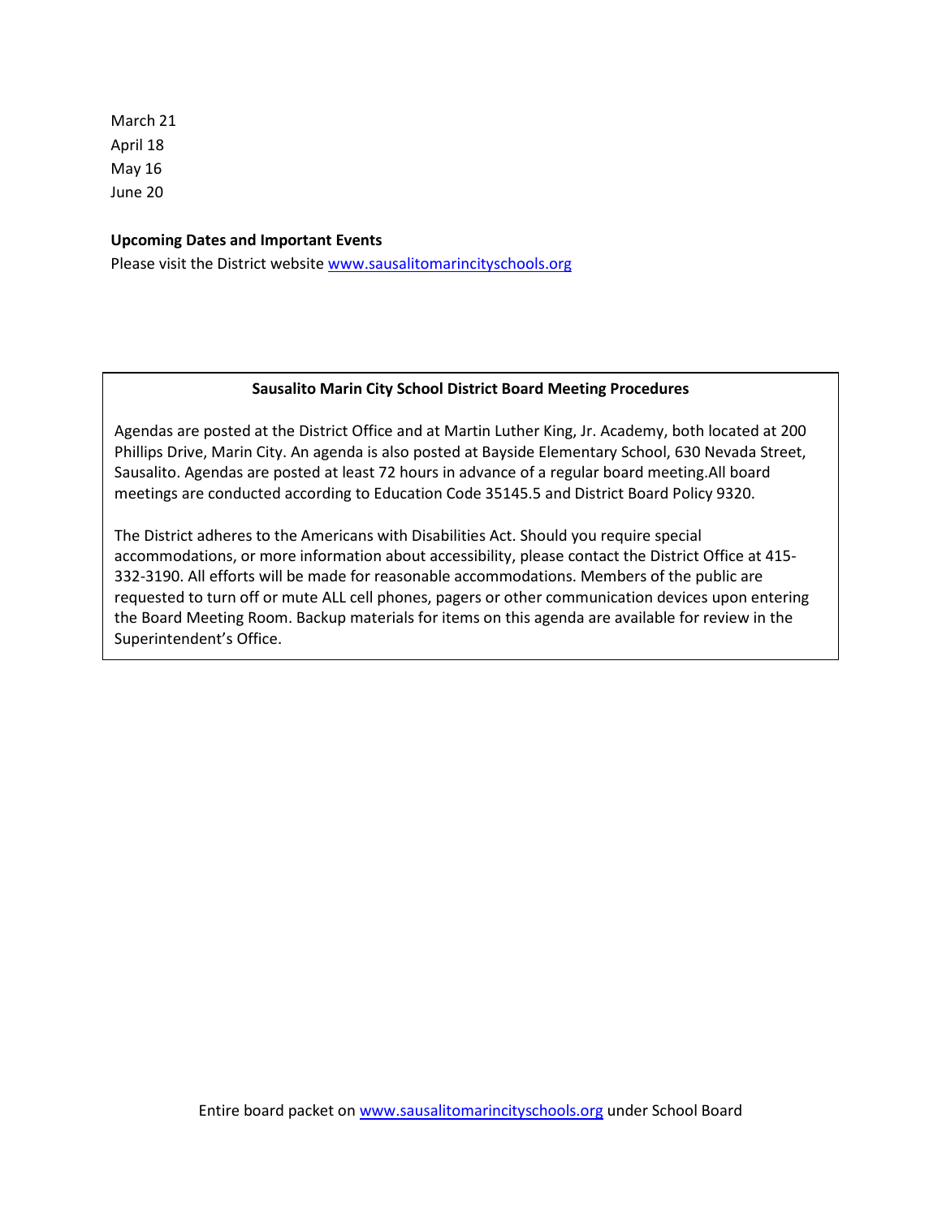March 21
April 18
May 16
June 20

**Upcoming Dates and Important Events**
Please visit the District website www.sausalitomarincityschools.org

**Sausalito Marin City School District Board Meeting Procedures**

Agendas are posted at the District Office and at Martin Luther King, Jr. Academy, both located at 200 Phillips Drive, Marin City. An agenda is also posted at Bayside Elementary School, 630 Nevada Street, Sausalito. Agendas are posted at least 72 hours in advance of a regular board meeting.All board meetings are conducted according to Education Code 35145.5 and District Board Policy 9320.

The District adheres to the Americans with Disabilities Act. Should you require special accommodations, or more information about accessibility, please contact the District Office at 415-332-3190. All efforts will be made for reasonable accommodations. Members of the public are requested to turn off or mute ALL cell phones, pagers or other communication devices upon entering the Board Meeting Room. Backup materials for items on this agenda are available for review in the Superintendent's Office.

Entire board packet on www.sausalitomarincityschools.org under School Board